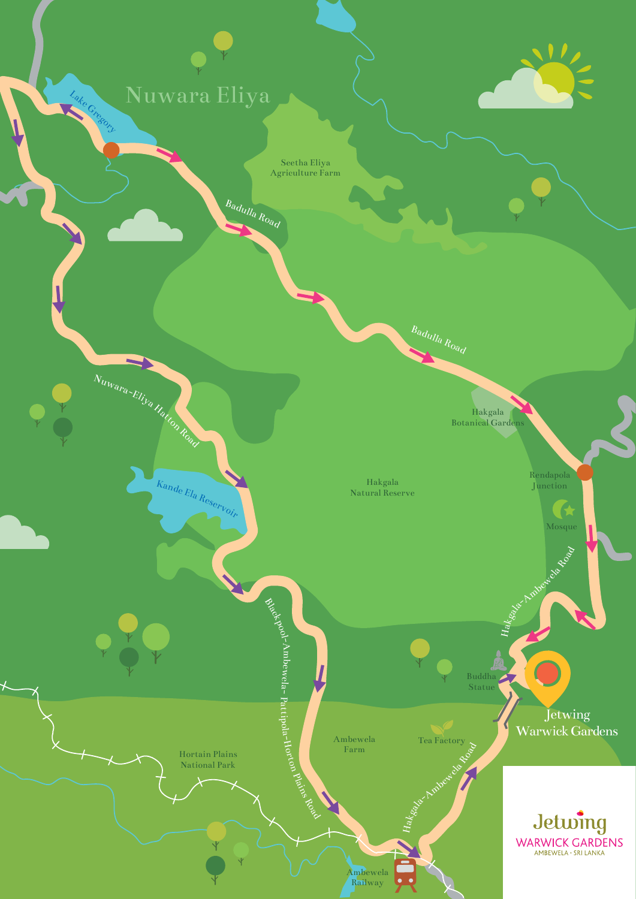Nuwara Eliya

Lake Gregory

Seetha Eliya Agriculture Farm

Badulla Road

Badulla Road

Nuwara-Eliya Hatton Road

Hakgala Botanical Gardens

Kande Ela Reservoir

Hakgala Natural Reserve

Rendapola Junction

Mosque

Hakgala-Ambewela Road

Black-pool-Ambewela- Pattipola-Horton Plains Road

Buddha Statue

Jetwing Warwick Gardens

Ambewela Farm

Tea Factory

Hortain Plains National Park

Hakgala-Ambewela Road

Ambewela Railway

Jetwing
WARWICK GARDENS
AMBEWELA · SRI LANKA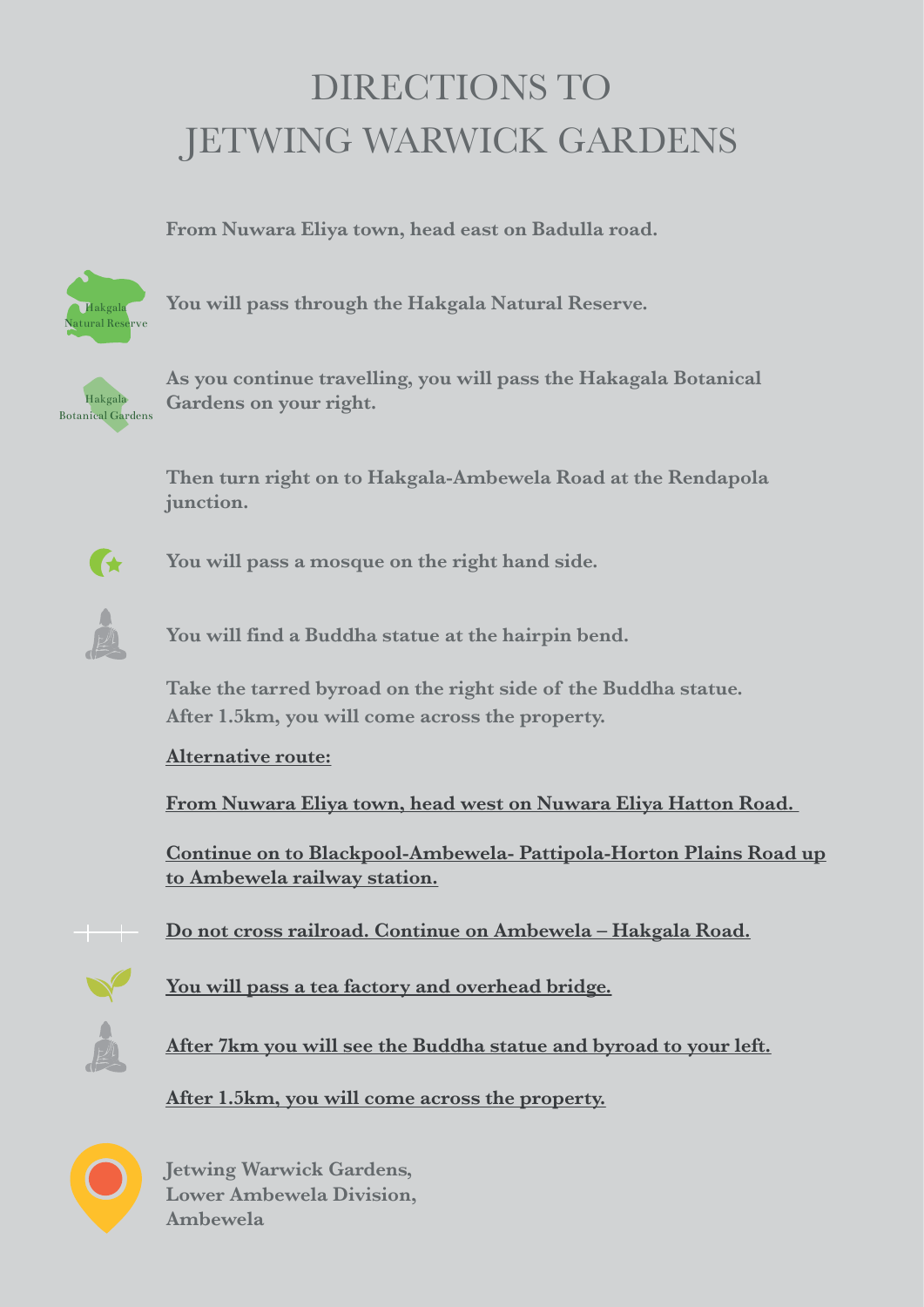# DIRECTIONS TO JETWING WARWICK GARDENS

**From Nuwara Eliya town, head east on Badulla road.**

Hakgala Natural Reserve

**You will pass through the Hakgala Natural Reserve.**

Hakgala Botanical Gardens

**As you continue travelling, you will pass the Hakagala Botanical Gardens on your right.**

**Then turn right on to Hakgala-Ambewela Road at the Rendapola junction.**

**You will pass a mosque on the right hand side.**

**You will find a Buddha statue at the hairpin bend.**

**Take the tarred byroad on the right side of the Buddha statue.**
**After 1.5km, you will come across the property.**

**Alternative route:**

**From Nuwara Eliya town, head west on Nuwara Eliya Hatton Road.**

**Continue on to Blackpool-Ambewela- Pattipola-Horton Plains Road up to Ambewela railway station.**

**Do not cross railroad. Continue on Ambewela – Hakgala Road.**

**You will pass a tea factory and overhead bridge.**

**After 7km you will see the Buddha statue and byroad to your left.**

**After 1.5km, you will come across the property.**

**Jetwing Warwick Gardens,**
**Lower Ambewela Division,**
**Ambewela**